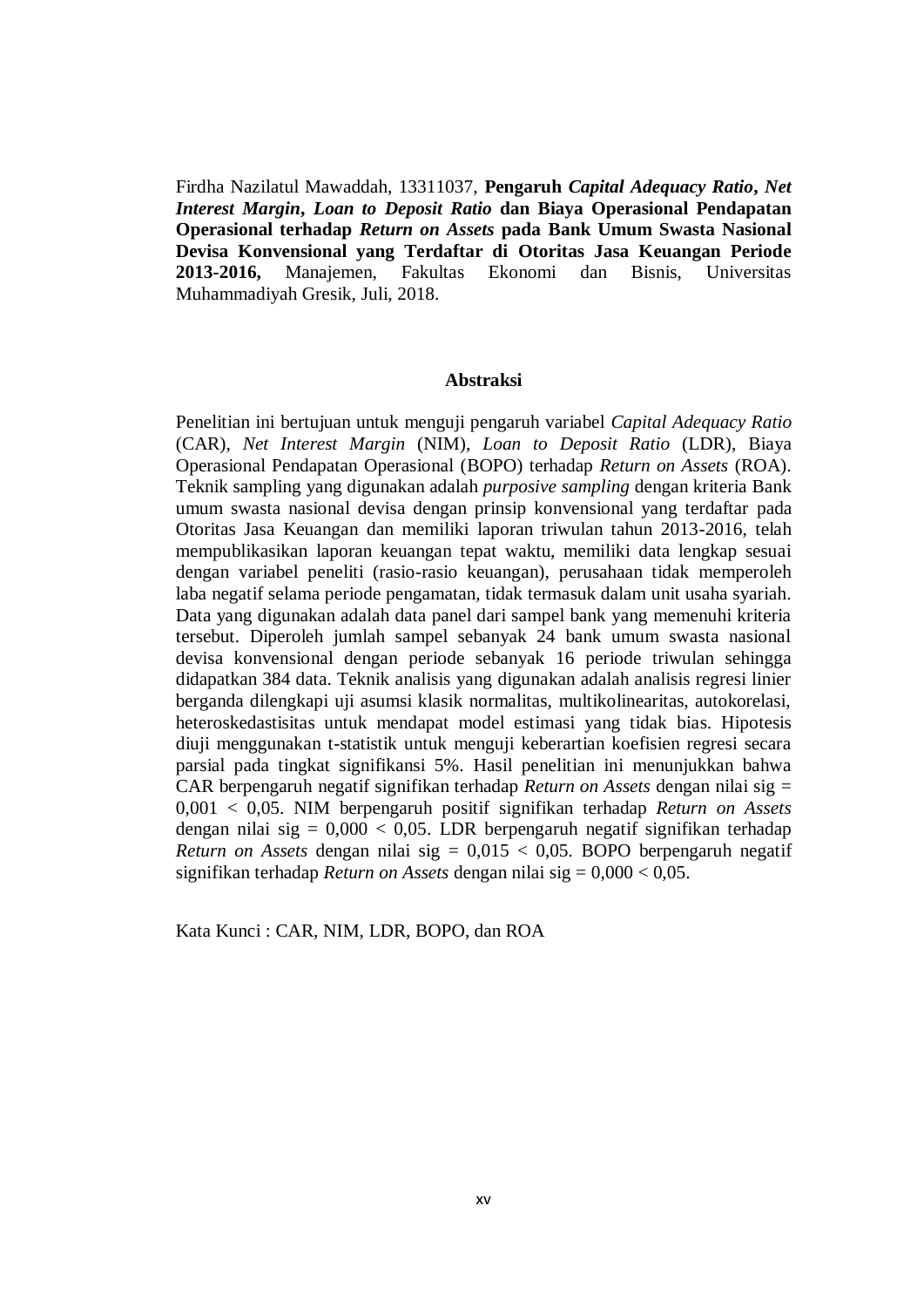Firdha Nazilatul Mawaddah, 13311037, **Pengaruh *Capital Adequacy Ratio*, *Net Interest Margin*, *Loan to Deposit Ratio* dan Biaya Operasional Pendapatan Operasional terhadap *Return on Assets* pada Bank Umum Swasta Nasional Devisa Konvensional yang Terdaftar di Otoritas Jasa Keuangan Periode 2013-2016,** Manajemen, Fakultas Ekonomi dan Bisnis, Universitas Muhammadiyah Gresik, Juli, 2018.

## Abstraksi

Penelitian ini bertujuan untuk menguji pengaruh variabel *Capital Adequacy Ratio* (CAR), *Net Interest Margin* (NIM), *Loan to Deposit Ratio* (LDR), Biaya Operasional Pendapatan Operasional (BOPO) terhadap *Return on Assets* (ROA). Teknik sampling yang digunakan adalah *purposive sampling* dengan kriteria Bank umum swasta nasional devisa dengan prinsip konvensional yang terdaftar pada Otoritas Jasa Keuangan dan memiliki laporan triwulan tahun 2013-2016, telah mempublikasikan laporan keuangan tepat waktu, memiliki data lengkap sesuai dengan variabel peneliti (rasio-rasio keuangan), perusahaan tidak memperoleh laba negatif selama periode pengamatan, tidak termasuk dalam unit usaha syariah. Data yang digunakan adalah data panel dari sampel bank yang memenuhi kriteria tersebut. Diperoleh jumlah sampel sebanyak 24 bank umum swasta nasional devisa konvensional dengan periode sebanyak 16 periode triwulan sehingga didapatkan 384 data. Teknik analisis yang digunakan adalah analisis regresi linier berganda dilengkapi uji asumsi klasik normalitas, multikolinearitas, autokorelasi, heteroskedastisitas untuk mendapat model estimasi yang tidak bias. Hipotesis diuji menggunakan t-statistik untuk menguji keberartian koefisien regresi secara parsial pada tingkat signifikansi 5%. Hasil penelitian ini menunjukkan bahwa CAR berpengaruh negatif signifikan terhadap *Return on Assets* dengan nilai sig = 0,001 < 0,05. NIM berpengaruh positif signifikan terhadap *Return on Assets* dengan nilai sig = 0,000 < 0,05. LDR berpengaruh negatif signifikan terhadap *Return on Assets* dengan nilai sig = 0,015 < 0,05. BOPO berpengaruh negatif signifikan terhadap *Return on Assets* dengan nilai sig = 0,000 < 0,05.

Kata Kunci : CAR, NIM, LDR, BOPO, dan ROA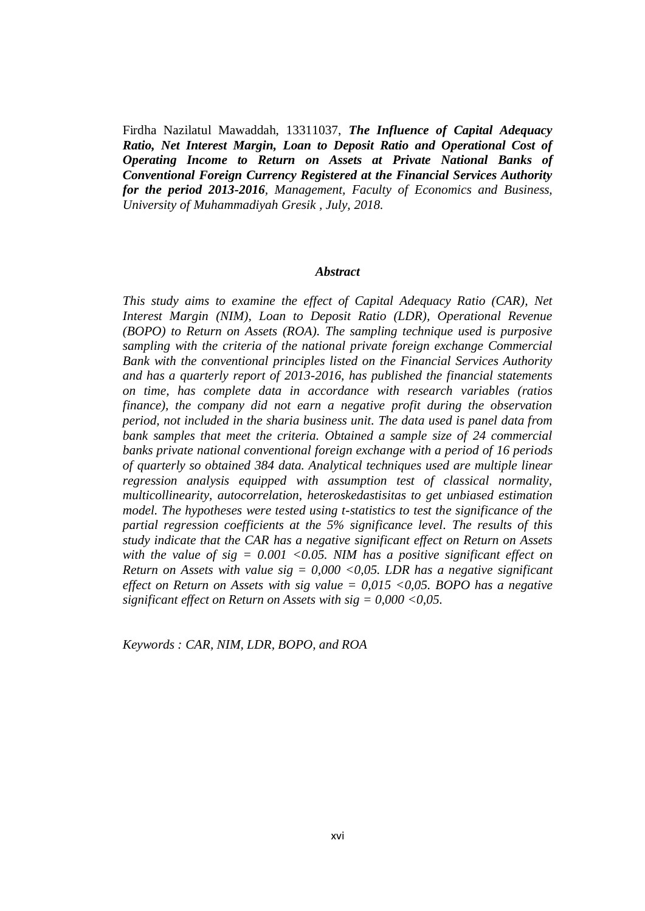Firdha Nazilatul Mawaddah, 13311037, ***The Influence of Capital Adequacy Ratio, Net Interest Margin, Loan to Deposit Ratio and Operational Cost of Operating Income to Return on Assets at Private National Banks of Conventional Foreign Currency Registered at the Financial Services Authority for the period 2013-2016***, *Management, Faculty of Economics and Business, University of Muhammadiyah Gresik , July, 2018.*

## *Abstract*

*This study aims to examine the effect of Capital Adequacy Ratio (CAR), Net Interest Margin (NIM), Loan to Deposit Ratio (LDR), Operational Revenue (BOPO) to Return on Assets (ROA). The sampling technique used is purposive sampling with the criteria of the national private foreign exchange Commercial Bank with the conventional principles listed on the Financial Services Authority and has a quarterly report of 2013-2016, has published the financial statements on time, has complete data in accordance with research variables (ratios finance), the company did not earn a negative profit during the observation period, not included in the sharia business unit. The data used is panel data from bank samples that meet the criteria. Obtained a sample size of 24 commercial banks private national conventional foreign exchange with a period of 16 periods of quarterly so obtained 384 data. Analytical techniques used are multiple linear regression analysis equipped with assumption test of classical normality, multicollinearity, autocorrelation, heteroskedastisitas to get unbiased estimation model. The hypotheses were tested using t-statistics to test the significance of the partial regression coefficients at the 5% significance level. The results of this study indicate that the CAR has a negative significant effect on Return on Assets with the value of sig = 0.001 <0.05. NIM has a positive significant effect on Return on Assets with value sig = 0,000 <0,05. LDR has a negative significant effect on Return on Assets with sig value = 0,015 <0,05. BOPO has a negative significant effect on Return on Assets with sig = 0,000 <0,05.*

*Keywords : CAR, NIM, LDR, BOPO, and ROA*